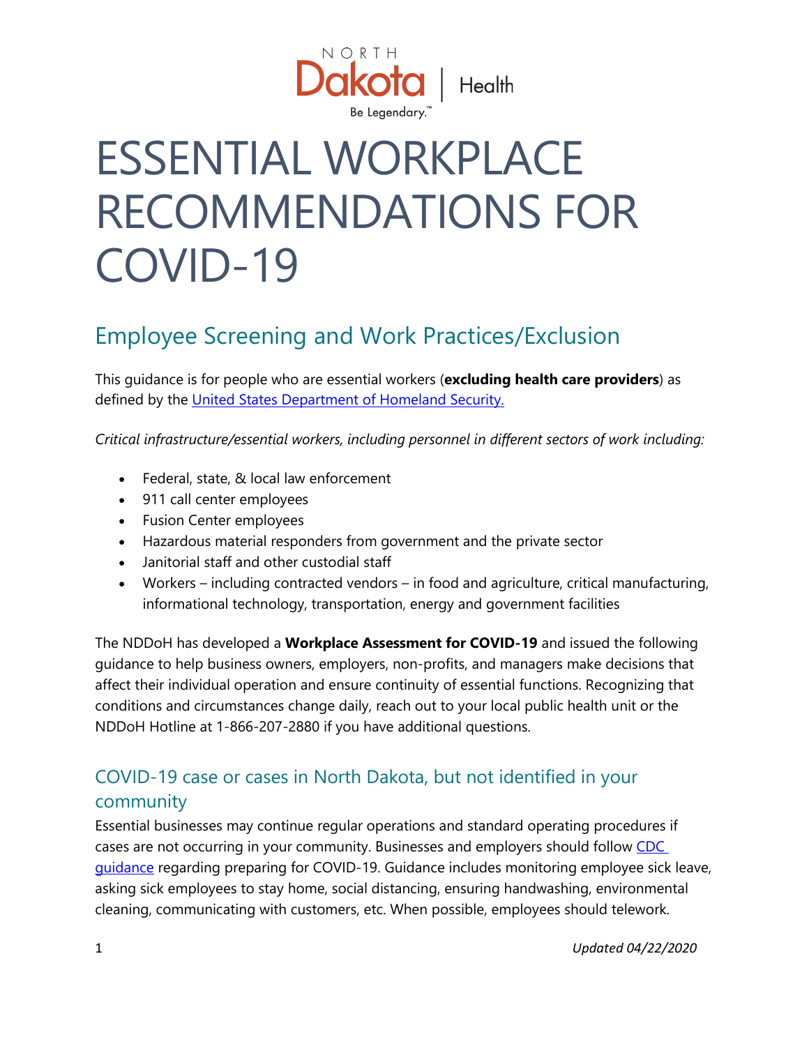# ESSENTIAL WORKPLACE RECOMMENDATIONS FOR COVID-19

## Employee Screening and Work Practices/Exclusion

This guidance is for people who are essential workers (**excluding health care providers**) as defined by the United States Department of Homeland Security.

*Critical infrastructure/essential workers, including personnel in different sectors of work including:*

- Federal, state, & local law enforcement
- 911 call center employees
- Fusion Center employees
- Hazardous material responders from government and the private sector
- Janitorial staff and other custodial staff
- Workers – including contracted vendors – in food and agriculture, critical manufacturing, informational technology, transportation, energy and government facilities

The NDDoH has developed a **Workplace Assessment for COVID-19** and issued the following guidance to help business owners, employers, non-profits, and managers make decisions that affect their individual operation and ensure continuity of essential functions. Recognizing that conditions and circumstances change daily, reach out to your local public health unit or the NDDoH Hotline at 1-866-207-2880 if you have additional questions.

### COVID-19 case or cases in North Dakota, but not identified in your community

Essential businesses may continue regular operations and standard operating procedures if cases are not occurring in your community. Businesses and employers should follow CDC guidance regarding preparing for COVID-19. Guidance includes monitoring employee sick leave, asking sick employees to stay home, social distancing, ensuring handwashing, environmental cleaning, communicating with customers, etc. When possible, employees should telework.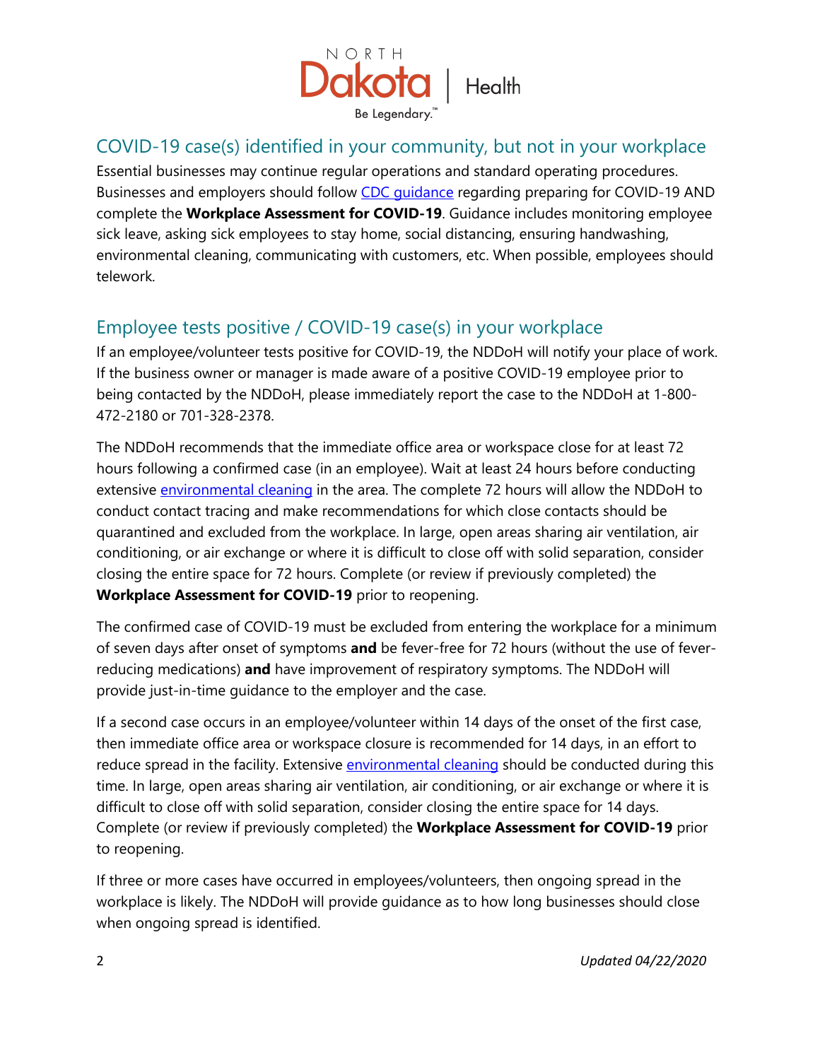## COVID-19 case(s) identified in your community, but not in your workplace

Essential businesses may continue regular operations and standard operating procedures. Businesses and employers should follow [CDC guidance](#) regarding preparing for COVID-19 AND complete the **Workplace Assessment for COVID-19**. Guidance includes monitoring employee sick leave, asking sick employees to stay home, social distancing, ensuring handwashing, environmental cleaning, communicating with customers, etc. When possible, employees should telework.

## Employee tests positive / COVID-19 case(s) in your workplace

If an employee/volunteer tests positive for COVID-19, the NDDoH will notify your place of work. If the business owner or manager is made aware of a positive COVID-19 employee prior to being contacted by the NDDoH, please immediately report the case to the NDDoH at 1-800-472-2180 or 701-328-2378.

The NDDoH recommends that the immediate office area or workspace close for at least 72 hours following a confirmed case (in an employee). Wait at least 24 hours before conducting extensive [environmental cleaning](#) in the area. The complete 72 hours will allow the NDDoH to conduct contact tracing and make recommendations for which close contacts should be quarantined and excluded from the workplace. In large, open areas sharing air ventilation, air conditioning, or air exchange or where it is difficult to close off with solid separation, consider closing the entire space for 72 hours. Complete (or review if previously completed) the **Workplace Assessment for COVID-19** prior to reopening.

The confirmed case of COVID-19 must be excluded from entering the workplace for a minimum of seven days after onset of symptoms **and** be fever-free for 72 hours (without the use of fever-reducing medications) **and** have improvement of respiratory symptoms. The NDDoH will provide just-in-time guidance to the employer and the case.

If a second case occurs in an employee/volunteer within 14 days of the onset of the first case, then immediate office area or workspace closure is recommended for 14 days, in an effort to reduce spread in the facility. Extensive [environmental cleaning](#) should be conducted during this time. In large, open areas sharing air ventilation, air conditioning, or air exchange or where it is difficult to close off with solid separation, consider closing the entire space for 14 days. Complete (or review if previously completed) the **Workplace Assessment for COVID-19** prior to reopening.

If three or more cases have occurred in employees/volunteers, then ongoing spread in the workplace is likely. The NDDoH will provide guidance as to how long businesses should close when ongoing spread is identified.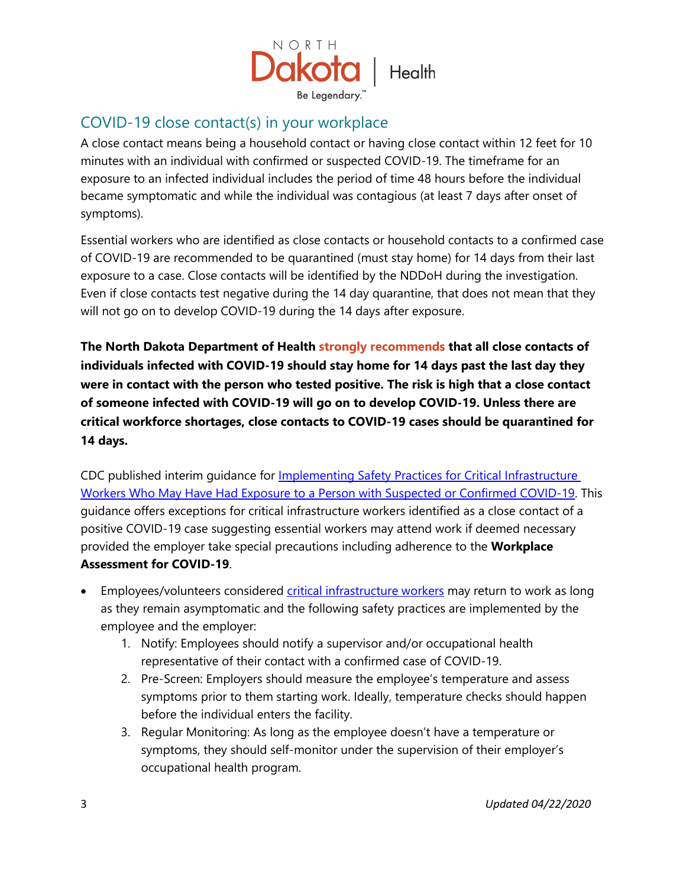## COVID-19 close contact(s) in your workplace

A close contact means being a household contact or having close contact within 12 feet for 10 minutes with an individual with confirmed or suspected COVID-19. The timeframe for an exposure to an infected individual includes the period of time 48 hours before the individual became symptomatic and while the individual was contagious (at least 7 days after onset of symptoms).

Essential workers who are identified as close contacts or household contacts to a confirmed case of COVID-19 are recommended to be quarantined (must stay home) for 14 days from their last exposure to a case. Close contacts will be identified by the NDDoH during the investigation. Even if close contacts test negative during the 14 day quarantine, that does not mean that they will not go on to develop COVID-19 during the 14 days after exposure.

**The North Dakota Department of Health strongly recommends that all close contacts of individuals infected with COVID-19 should stay home for 14 days past the last day they were in contact with the person who tested positive. The risk is high that a close contact of someone infected with COVID-19 will go on to develop COVID-19. Unless there are critical workforce shortages, close contacts to COVID-19 cases should be quarantined for 14 days.**

CDC published interim guidance for Implementing Safety Practices for Critical Infrastructure Workers Who May Have Had Exposure to a Person with Suspected or Confirmed COVID-19. This guidance offers exceptions for critical infrastructure workers identified as a close contact of a positive COVID-19 case suggesting essential workers may attend work if deemed necessary provided the employer take special precautions including adherence to the **Workplace Assessment for COVID-19**.

- Employees/volunteers considered critical infrastructure workers may return to work as long as they remain asymptomatic and the following safety practices are implemented by the employee and the employer:
    1. Notify: Employees should notify a supervisor and/or occupational health representative of their contact with a confirmed case of COVID-19.
    2. Pre-Screen: Employers should measure the employee's temperature and assess symptoms prior to them starting work. Ideally, temperature checks should happen before the individual enters the facility.
    3. Regular Monitoring: As long as the employee doesn't have a temperature or symptoms, they should self-monitor under the supervision of their employer's occupational health program.

*Updated 04/22/2020*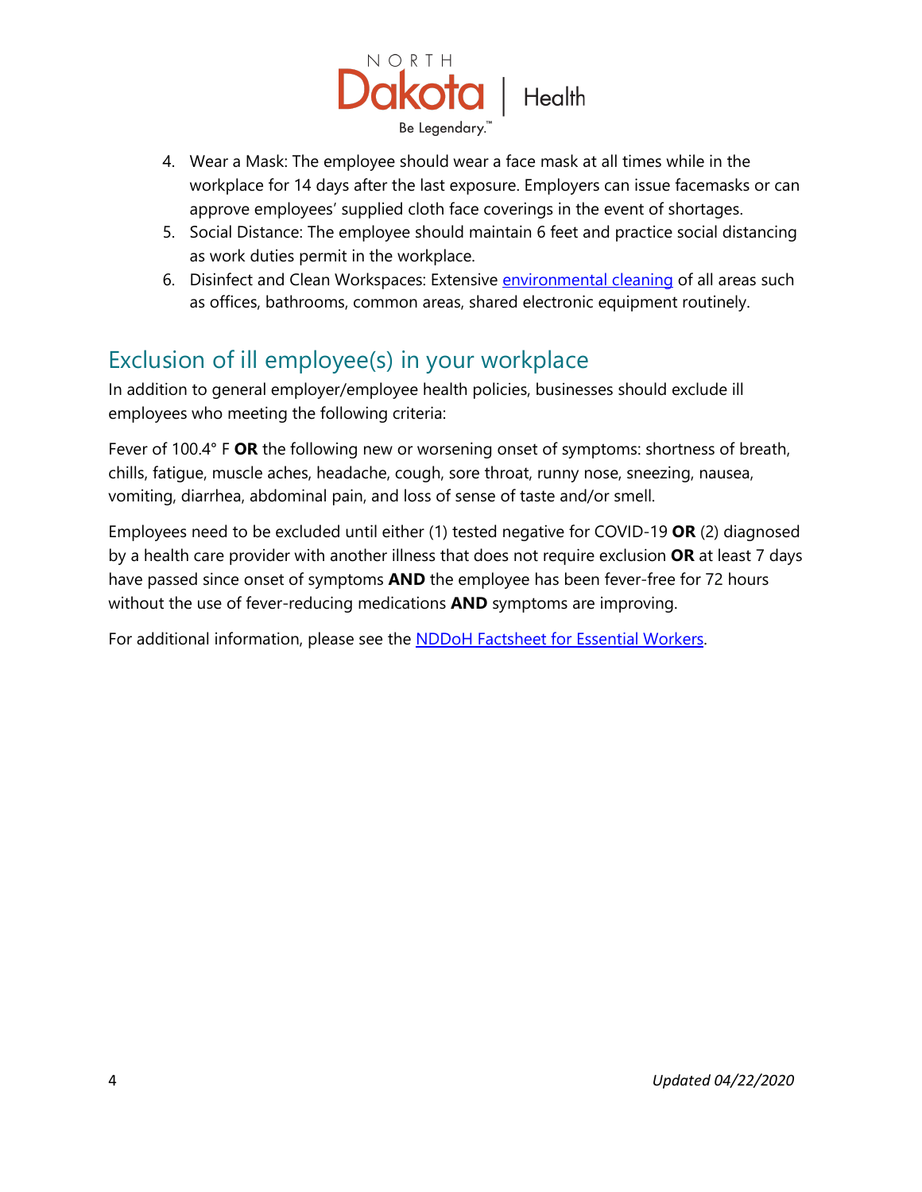4. Wear a Mask: The employee should wear a face mask at all times while in the workplace for 14 days after the last exposure. Employers can issue facemasks or can approve employees' supplied cloth face coverings in the event of shortages.
5. Social Distance: The employee should maintain 6 feet and practice social distancing as work duties permit in the workplace.
6. Disinfect and Clean Workspaces: Extensive environmental cleaning of all areas such as offices, bathrooms, common areas, shared electronic equipment routinely.

## Exclusion of ill employee(s) in your workplace

In addition to general employer/employee health policies, businesses should exclude ill employees who meeting the following criteria:

Fever of 100.4° F **OR** the following new or worsening onset of symptoms: shortness of breath, chills, fatigue, muscle aches, headache, cough, sore throat, runny nose, sneezing, nausea, vomiting, diarrhea, abdominal pain, and loss of sense of taste and/or smell.

Employees need to be excluded until either (1) tested negative for COVID-19 **OR** (2) diagnosed by a health care provider with another illness that does not require exclusion **OR** at least 7 days have passed since onset of symptoms **AND** the employee has been fever-free for 72 hours without the use of fever-reducing medications **AND** symptoms are improving.

For additional information, please see the NDDoH Factsheet for Essential Workers.

*Updated 04/22/2020*